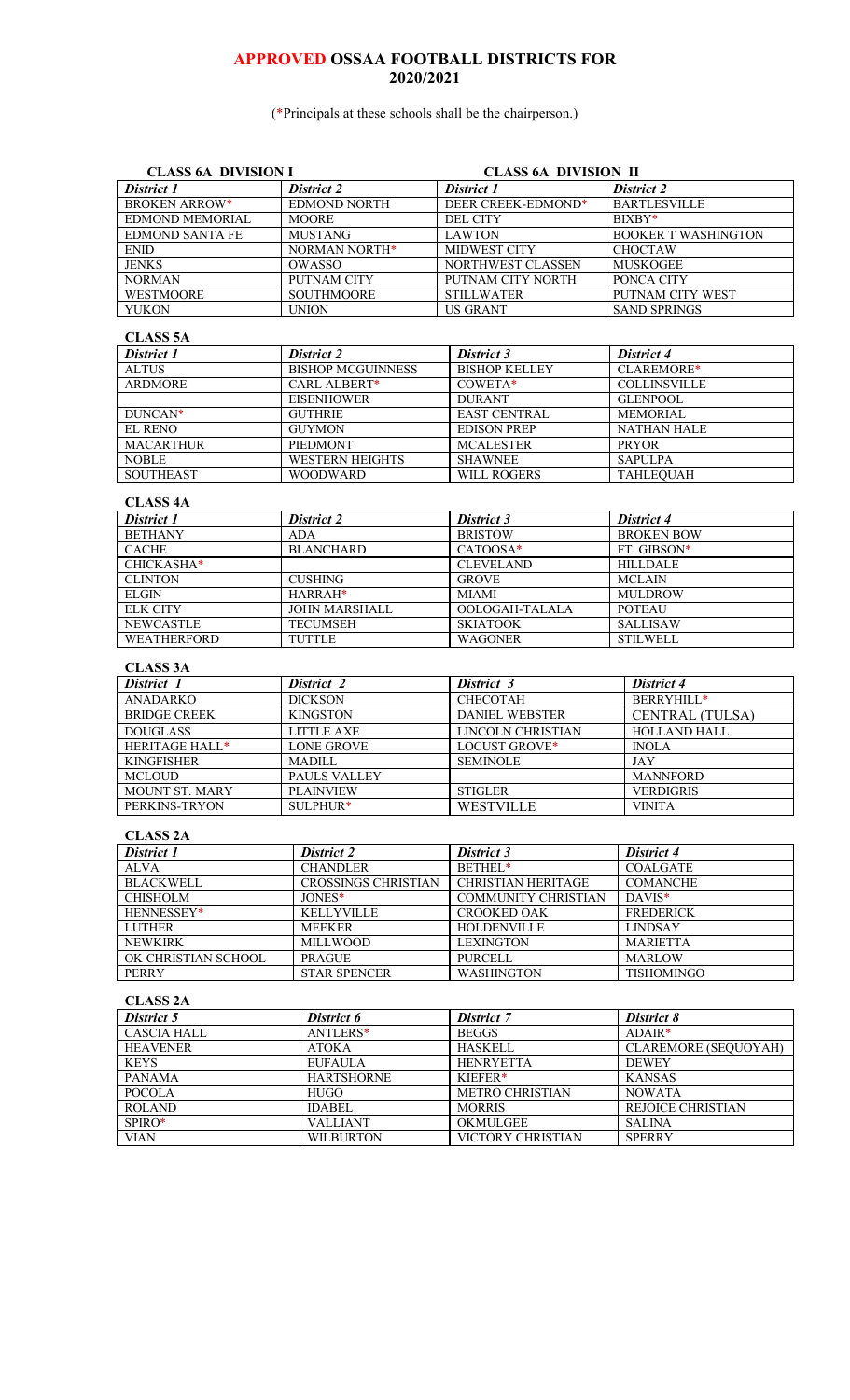# APPROVED OSSAA FOOTBALL DISTRICTS FOR 2020/2021

(*Principals at these schools shall be the chairperson.)

| CLASS 6A DIVISION I | | CLASS 6A DIVISION II | |
|---|---|---|---|
| ***District 1*** | ***District 2*** | ***District 1*** | ***District 2*** |
| BROKEN ARROW* | EDMOND NORTH | DEER CREEK-EDMOND* | BARTLESVILLE |
| EDMOND MEMORIAL | MOORE | DEL CITY | BIXBY* |
| EDMOND SANTA FE | MUSTANG | LAWTON | BOOKER T WASHINGTON |
| ENID | NORMAN NORTH* | MIDWEST CITY | CHOCTAW |
| JENKS | OWASSO | NORTHWEST CLASSEN | MUSKOGEE |
| NORMAN | PUTNAM CITY | PUTNAM CITY NORTH | PONCA CITY |
| WESTMOORE | SOUTHMOORE | STILLWATER | PUTNAM CITY WEST |
| YUKON | UNION | US GRANT | SAND SPRINGS |

**CLASS 5A**

| *District 1* | *District 2* | *District 3* | *District 4* |
|---|---|---|---|
| ALTUS | BISHOP MCGUINNESS | BISHOP KELLEY | CLAREMORE* |
| ARDMORE | CARL ALBERT* | COWETA* | COLLINSVILLE |
| | EISENHOWER | DURANT | GLENPOOL |
| DUNCAN* | GUTHRIE | EAST CENTRAL | MEMORIAL |
| EL RENO | GUYMON | EDISON PREP | NATHAN HALE |
| MACARTHUR | PIEDMONT | MCALESTER | PRYOR |
| NOBLE | WESTERN HEIGHTS | SHAWNEE | SAPULPA |
| SOUTHEAST | WOODWARD | WILL ROGERS | TAHLEQUAH |

**CLASS 4A**

| *District 1* | *District 2* | *District 3* | *District 4* |
|---|---|---|---|
| BETHANY | ADA | BRISTOW | BROKEN BOW |
| CACHE | BLANCHARD | CATOOSA* | FT. GIBSON* |
| CHICKASHA* | | CLEVELAND | HILLDALE |
| CLINTON | CUSHING | GROVE | MCLAIN |
| ELGIN | HARRAH* | MIAMI | MULDROW |
| ELK CITY | JOHN MARSHALL | OOLOGAH-TALALA | POTEAU |
| NEWCASTLE | TECUMSEH | SKIATOOK | SALLISAW |
| WEATHERFORD | TUTTLE | WAGONER | STILWELL |

**CLASS 3A**

| *District 1* | *District 2* | *District 3* | *District 4* |
|---|---|---|---|
| ANADARKO | DICKSON | CHECOTAH | BERRYHILL* |
| BRIDGE CREEK | KINGSTON | DANIEL WEBSTER | CENTRAL (TULSA) |
| DOUGLASS | LITTLE AXE | LINCOLN CHRISTIAN | HOLLAND HALL |
| HERITAGE HALL* | LONE GROVE | LOCUST GROVE* | INOLA |
| KINGFISHER | MADILL | SEMINOLE | JAY |
| MCLOUD | PAULS VALLEY | | MANNFORD |
| MOUNT ST. MARY | PLAINVIEW | STIGLER | VERDIGRIS |
| PERKINS-TRYON | SULPHUR* | WESTVILLE | VINITA |

**CLASS 2A**

| *District 1* | *District 2* | *District 3* | *District 4* |
|---|---|---|---|
| ALVA | CHANDLER | BETHEL* | COALGATE |
| BLACKWELL | CROSSINGS CHRISTIAN | CHRISTIAN HERITAGE | COMANCHE |
| CHISHOLM | JONES* | COMMUNITY CHRISTIAN | DAVIS* |
| HENNESSEY* | KELLYVILLE | CROOKED OAK | FREDERICK |
| LUTHER | MEEKER | HOLDENVILLE | LINDSAY |
| NEWKIRK | MILLWOOD | LEXINGTON | MARIETTA |
| OK CHRISTIAN SCHOOL | PRAGUE | PURCELL | MARLOW |
| PERRY | STAR SPENCER | WASHINGTON | TISHOMINGO |

**CLASS 2A**

| *District 5* | *District 6* | *District 7* | *District 8* |
|---|---|---|---|
| CASCIA HALL | ANTLERS* | BEGGS | ADAIR* |
| HEAVENER | ATOKA | HASKELL | CLAREMORE (SEQUOYAH) |
| KEYS | EUFAULA | HENRYETTA | DEWEY |
| PANAMA | HARTSHORNE | KIEFER* | KANSAS |
| POCOLA | HUGO | METRO CHRISTIAN | NOWATA |
| ROLAND | IDABEL | MORRIS | REJOICE CHRISTIAN |
| SPIRO* | VALLIANT | OKMULGEE | SALINA |
| VIAN | WILBURTON | VICTORY CHRISTIAN | SPERRY |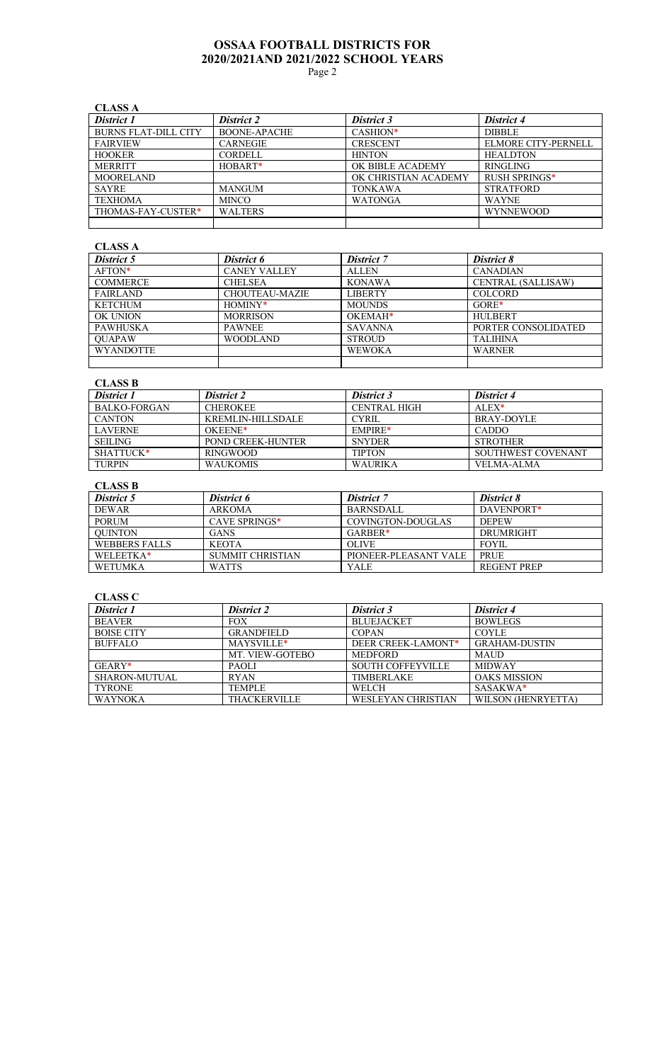# OSSAA FOOTBALL DISTRICTS FOR 2020/2021AND 2021/2022 SCHOOL YEARS

Page 2

**CLASS A**

| *District 1* | *District 2* | *District 3* | *District 4* |
|---|---|---|---|
| BURNS FLAT-DILL CITY | BOONE-APACHE | CASHION* | DIBBLE |
| FAIRVIEW | CARNEGIE | CRESCENT | ELMORE CITY-PERNELL |
| HOOKER | CORDELL | HINTON | HEALDTON |
| MERRITT | HOBART* | OK BIBLE ACADEMY | RINGLING |
| MOORELAND | | OK CHRISTIAN ACADEMY | RUSH SPRINGS* |
| SAYRE | MANGUM | TONKAWA | STRATFORD |
| TEXHOMA | MINCO | WATONGA | WAYNE |
| THOMAS-FAY-CUSTER* | WALTERS | | WYNNEWOOD |
| | | | |

**CLASS A**

| *District 5* | *District 6* | *District 7* | *District 8* |
|---|---|---|---|
| AFTON* | CANEY VALLEY | ALLEN | CANADIAN |
| COMMERCE | CHELSEA | KONAWA | CENTRAL (SALLISAW) |
| FAIRLAND | CHOUTEAU-MAZIE | LIBERTY | COLCORD |
| KETCHUM | HOMINY* | MOUNDS | GORE* |
| OK UNION | MORRISON | OKEMAH* | HULBERT |
| PAWHUSKA | PAWNEE | SAVANNA | PORTER CONSOLIDATED |
| QUAPAW | WOODLAND | STROUD | TALIHINA |
| WYANDOTTE | | WEWOKA | WARNER |
| | | | |

**CLASS B**

| *District 1* | *District 2* | *District 3* | *District 4* |
|---|---|---|---|
| BALKO-FORGAN | CHEROKEE | CENTRAL HIGH | ALEX* |
| CANTON | KREMLIN-HILLSDALE | CYRIL | BRAY-DOYLE |
| LAVERNE | OKEENE* | EMPIRE* | CADDO |
| SEILING | POND CREEK-HUNTER | SNYDER | STROTHER |
| SHATTUCK* | RINGWOOD | TIPTON | SOUTHWEST COVENANT |
| TURPIN | WAUKOMIS | WAURIKA | VELMA-ALMA |

**CLASS B**

| *District 5* | *District 6* | *District 7* | *District 8* |
|---|---|---|---|
| DEWAR | ARKOMA | BARNSDALL | DAVENPORT* |
| PORUM | CAVE SPRINGS* | COVINGTON-DOUGLAS | DEPEW |
| QUINTON | GANS | GARBER* | DRUMRIGHT |
| WEBBERS FALLS | KEOTA | OLIVE | FOYIL |
| WELEETKA* | SUMMIT CHRISTIAN | PIONEER-PLEASANT VALE | PRUE |
| WETUMKA | WATTS | YALE | REGENT PREP |

**CLASS C**

| *District 1* | *District 2* | *District 3* | *District 4* |
|---|---|---|---|
| BEAVER | FOX | BLUEJACKET | BOWLEGS |
| BOISE CITY | GRANDFIELD | COPAN | COYLE |
| BUFFALO | MAYSVILLE* | DEER CREEK-LAMONT* | GRAHAM-DUSTIN |
| | MT. VIEW-GOTEBO | MEDFORD | MAUD |
| GEARY* | PAOLI | SOUTH COFFEYVILLE | MIDWAY |
| SHARON-MUTUAL | RYAN | TIMBERLAKE | OAKS MISSION |
| TYRONE | TEMPLE | WELCH | SASAKWA* |
| WAYNOKA | THACKERVILLE | WESLEYAN CHRISTIAN | WILSON (HENRYETTA) |